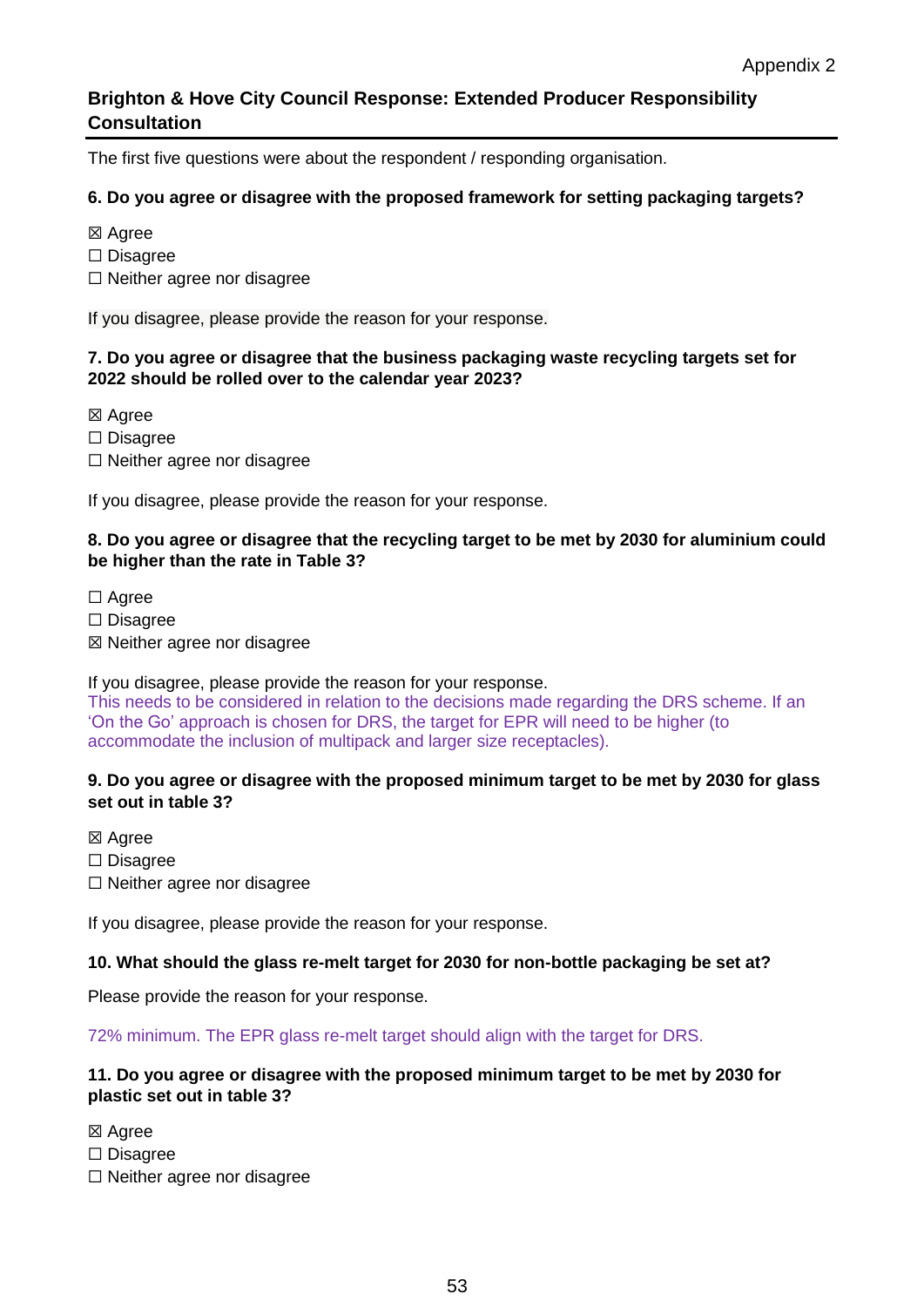Appendix 2

## Brighton & Hove City Council Response: Extended Producer Responsibility Consultation

The first five questions were about the respondent / responding organisation.

**6. Do you agree or disagree with the proposed framework for setting packaging targets?**

☒ Agree
☐ Disagree
☐ Neither agree nor disagree

If you disagree, please provide the reason for your response.

**7. Do you agree or disagree that the business packaging waste recycling targets set for 2022 should be rolled over to the calendar year 2023?**

☒ Agree
☐ Disagree
☐ Neither agree nor disagree

If you disagree, please provide the reason for your response.

**8. Do you agree or disagree that the recycling target to be met by 2030 for aluminium could be higher than the rate in Table 3?**

☐ Agree
☐ Disagree
☒ Neither agree nor disagree

If you disagree, please provide the reason for your response.
This needs to be considered in relation to the decisions made regarding the DRS scheme. If an 'On the Go' approach is chosen for DRS, the target for EPR will need to be higher (to accommodate the inclusion of multipack and larger size receptacles).

**9. Do you agree or disagree with the proposed minimum target to be met by 2030 for glass set out in table 3?**

☒ Agree
☐ Disagree
☐ Neither agree nor disagree

If you disagree, please provide the reason for your response.

**10. What should the glass re-melt target for 2030 for non-bottle packaging be set at?**

Please provide the reason for your response.

72% minimum. The EPR glass re-melt target should align with the target for DRS.

**11. Do you agree or disagree with the proposed minimum target to be met by 2030 for plastic set out in table 3?**

☒ Agree
☐ Disagree
☐ Neither agree nor disagree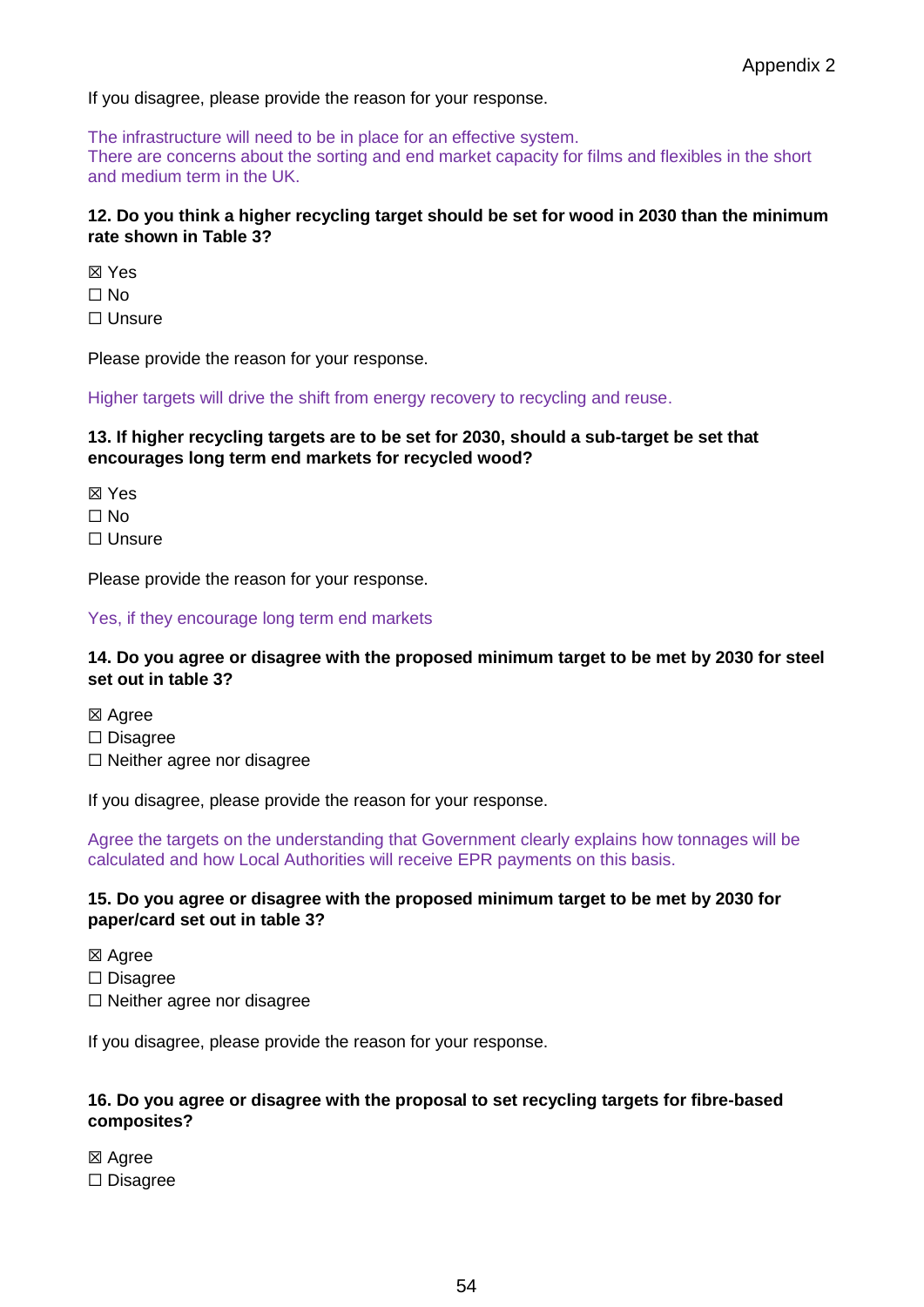If you disagree, please provide the reason for your response.

The infrastructure will need to be in place for an effective system.
There are concerns about the sorting and end market capacity for films and flexibles in the short and medium term in the UK.

**12. Do you think a higher recycling target should be set for wood in 2030 than the minimum rate shown in Table 3?**

☒ Yes
☐ No
☐ Unsure

Please provide the reason for your response.

Higher targets will drive the shift from energy recovery to recycling and reuse.

**13. If higher recycling targets are to be set for 2030, should a sub-target be set that encourages long term end markets for recycled wood?**

☒ Yes
☐ No
☐ Unsure

Please provide the reason for your response.

Yes, if they encourage long term end markets

**14. Do you agree or disagree with the proposed minimum target to be met by 2030 for steel set out in table 3?**

☒ Agree
☐ Disagree
☐ Neither agree nor disagree

If you disagree, please provide the reason for your response.

Agree the targets on the understanding that Government clearly explains how tonnages will be calculated and how Local Authorities will receive EPR payments on this basis.

**15. Do you agree or disagree with the proposed minimum target to be met by 2030 for paper/card set out in table 3?**

☒ Agree
☐ Disagree
☐ Neither agree nor disagree

If you disagree, please provide the reason for your response.

**16. Do you agree or disagree with the proposal to set recycling targets for fibre-based composites?**

☒ Agree
☐ Disagree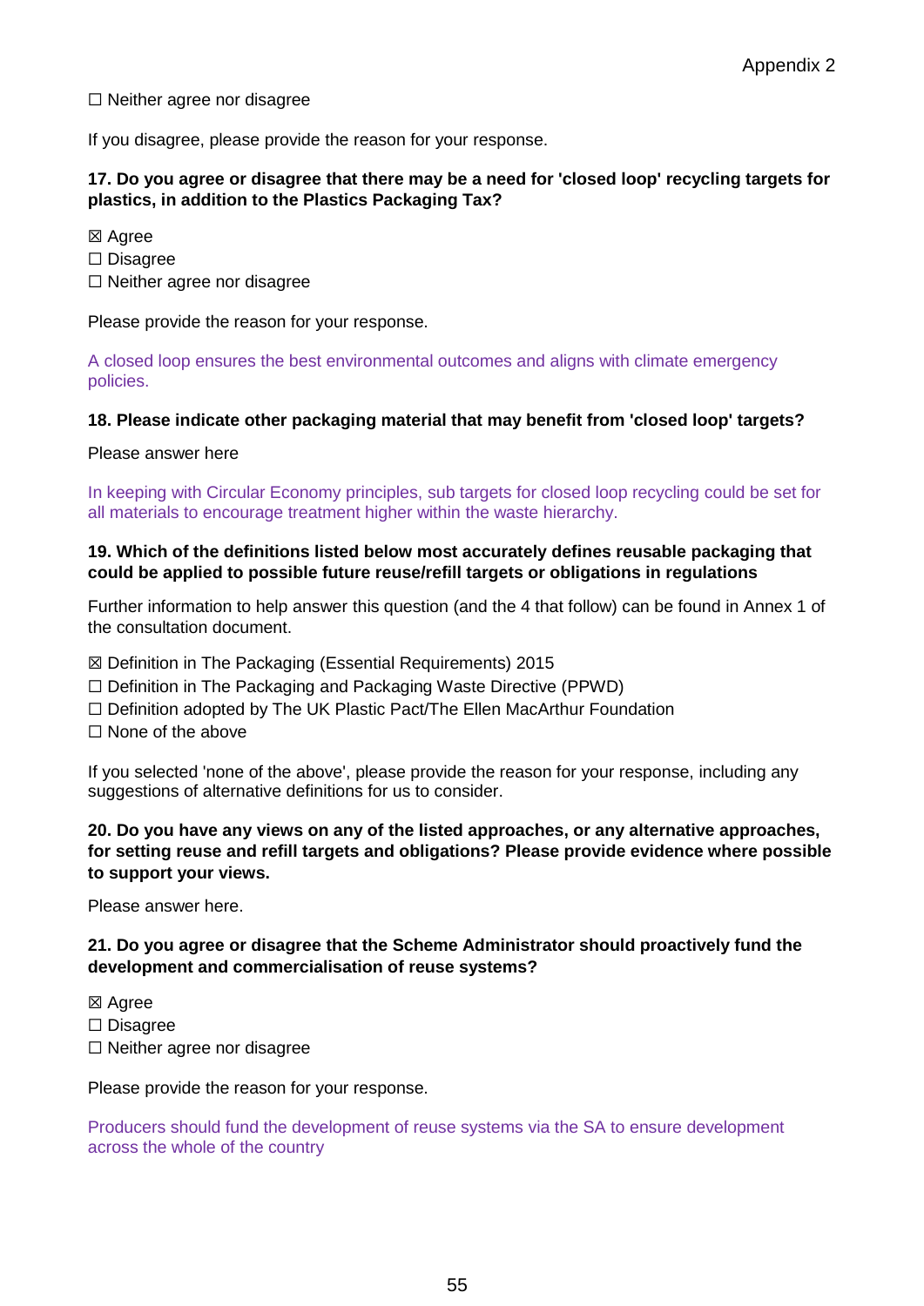☐ Neither agree nor disagree

If you disagree, please provide the reason for your response.

**17. Do you agree or disagree that there may be a need for 'closed loop' recycling targets for plastics, in addition to the Plastics Packaging Tax?**

☒ Agree
☐ Disagree
☐ Neither agree nor disagree

Please provide the reason for your response.

A closed loop ensures the best environmental outcomes and aligns with climate emergency policies.

**18. Please indicate other packaging material that may benefit from 'closed loop' targets?**

Please answer here

In keeping with Circular Economy principles, sub targets for closed loop recycling could be set for all materials to encourage treatment higher within the waste hierarchy.

**19. Which of the definitions listed below most accurately defines reusable packaging that could be applied to possible future reuse/refill targets or obligations in regulations**

Further information to help answer this question (and the 4 that follow) can be found in Annex 1 of the consultation document.

☒ Definition in The Packaging (Essential Requirements) 2015
☐ Definition in The Packaging and Packaging Waste Directive (PPWD)
☐ Definition adopted by The UK Plastic Pact/The Ellen MacArthur Foundation
☐ None of the above

If you selected 'none of the above', please provide the reason for your response, including any suggestions of alternative definitions for us to consider.

**20. Do you have any views on any of the listed approaches, or any alternative approaches, for setting reuse and refill targets and obligations? Please provide evidence where possible to support your views.**

Please answer here.

**21. Do you agree or disagree that the Scheme Administrator should proactively fund the development and commercialisation of reuse systems?**

☒ Agree
☐ Disagree
☐ Neither agree nor disagree

Please provide the reason for your response.

Producers should fund the development of reuse systems via the SA to ensure development across the whole of the country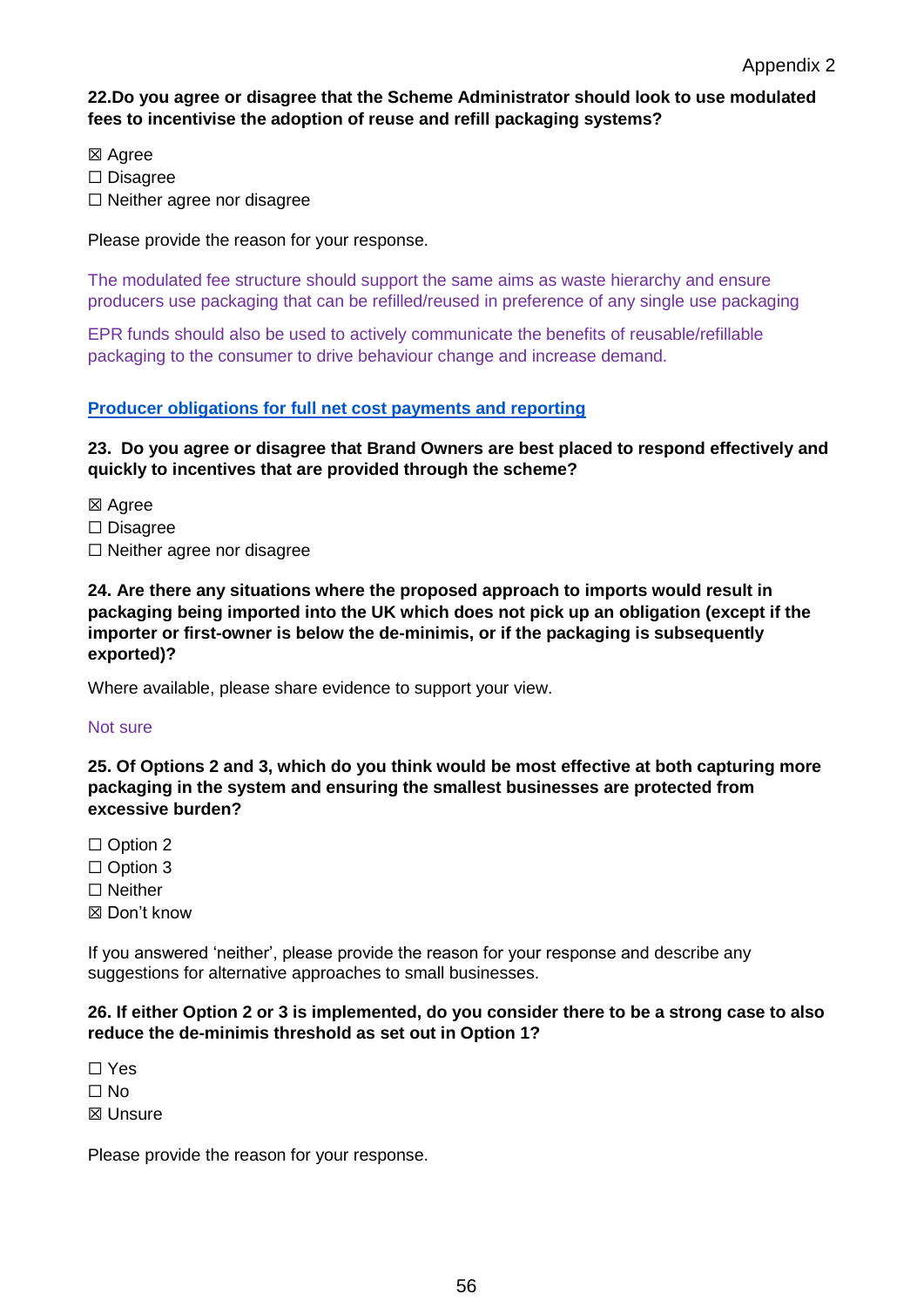**22.Do you agree or disagree that the Scheme Administrator should look to use modulated fees to incentivise the adoption of reuse and refill packaging systems?**

☒ Agree
☐ Disagree
☐ Neither agree nor disagree

Please provide the reason for your response.

The modulated fee structure should support the same aims as waste hierarchy and ensure producers use packaging that can be refilled/reused in preference of any single use packaging

EPR funds should also be used to actively communicate the benefits of reusable/refillable packaging to the consumer to drive behaviour change and increase demand.

**Producer obligations for full net cost payments and reporting**

**23. Do you agree or disagree that Brand Owners are best placed to respond effectively and quickly to incentives that are provided through the scheme?**

☒ Agree
☐ Disagree
☐ Neither agree nor disagree

**24. Are there any situations where the proposed approach to imports would result in packaging being imported into the UK which does not pick up an obligation (except if the importer or first-owner is below the de-minimis, or if the packaging is subsequently exported)?**

Where available, please share evidence to support your view.

Not sure

**25. Of Options 2 and 3, which do you think would be most effective at both capturing more packaging in the system and ensuring the smallest businesses are protected from excessive burden?**

☐ Option 2
☐ Option 3
☐ Neither
☒ Don't know

If you answered 'neither', please provide the reason for your response and describe any suggestions for alternative approaches to small businesses.

**26. If either Option 2 or 3 is implemented, do you consider there to be a strong case to also reduce the de-minimis threshold as set out in Option 1?**

☐ Yes
☐ No
☒ Unsure

Please provide the reason for your response.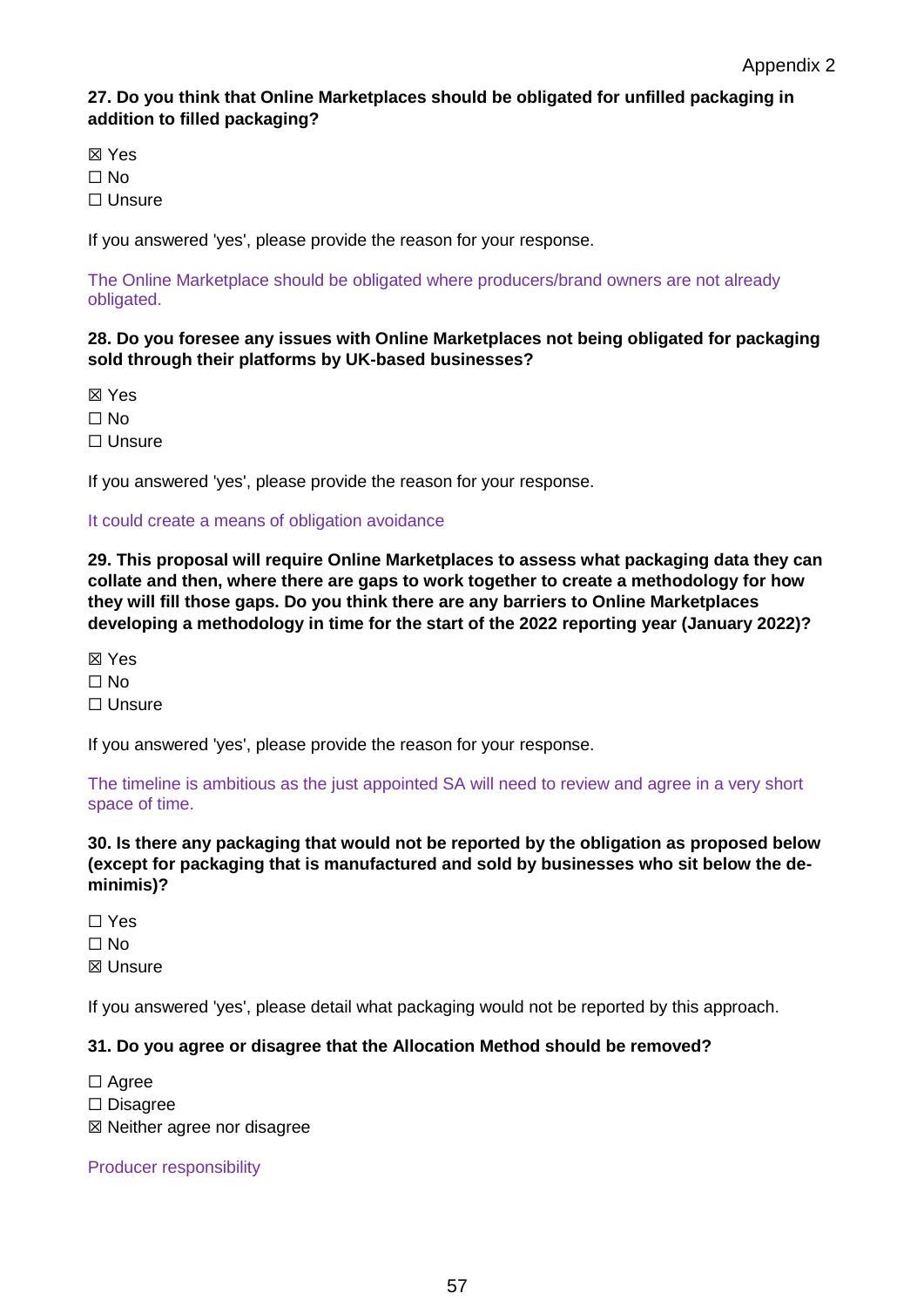**27. Do you think that Online Marketplaces should be obligated for unfilled packaging in addition to filled packaging?**

☒ Yes
☐ No
☐ Unsure

If you answered 'yes', please provide the reason for your response.

The Online Marketplace should be obligated where producers/brand owners are not already obligated.

**28. Do you foresee any issues with Online Marketplaces not being obligated for packaging sold through their platforms by UK-based businesses?**

☒ Yes
☐ No
☐ Unsure

If you answered 'yes', please provide the reason for your response.

It could create a means of obligation avoidance

**29. This proposal will require Online Marketplaces to assess what packaging data they can collate and then, where there are gaps to work together to create a methodology for how they will fill those gaps. Do you think there are any barriers to Online Marketplaces developing a methodology in time for the start of the 2022 reporting year (January 2022)?**

☒ Yes
☐ No
☐ Unsure

If you answered 'yes', please provide the reason for your response.

The timeline is ambitious as the just appointed SA will need to review and agree in a very short space of time.

**30. Is there any packaging that would not be reported by the obligation as proposed below (except for packaging that is manufactured and sold by businesses who sit below the de-minimis)?**

☐ Yes
☐ No
☒ Unsure

If you answered 'yes', please detail what packaging would not be reported by this approach.

**31. Do you agree or disagree that the Allocation Method should be removed?**

☐ Agree
☐ Disagree
☒ Neither agree nor disagree

Producer responsibility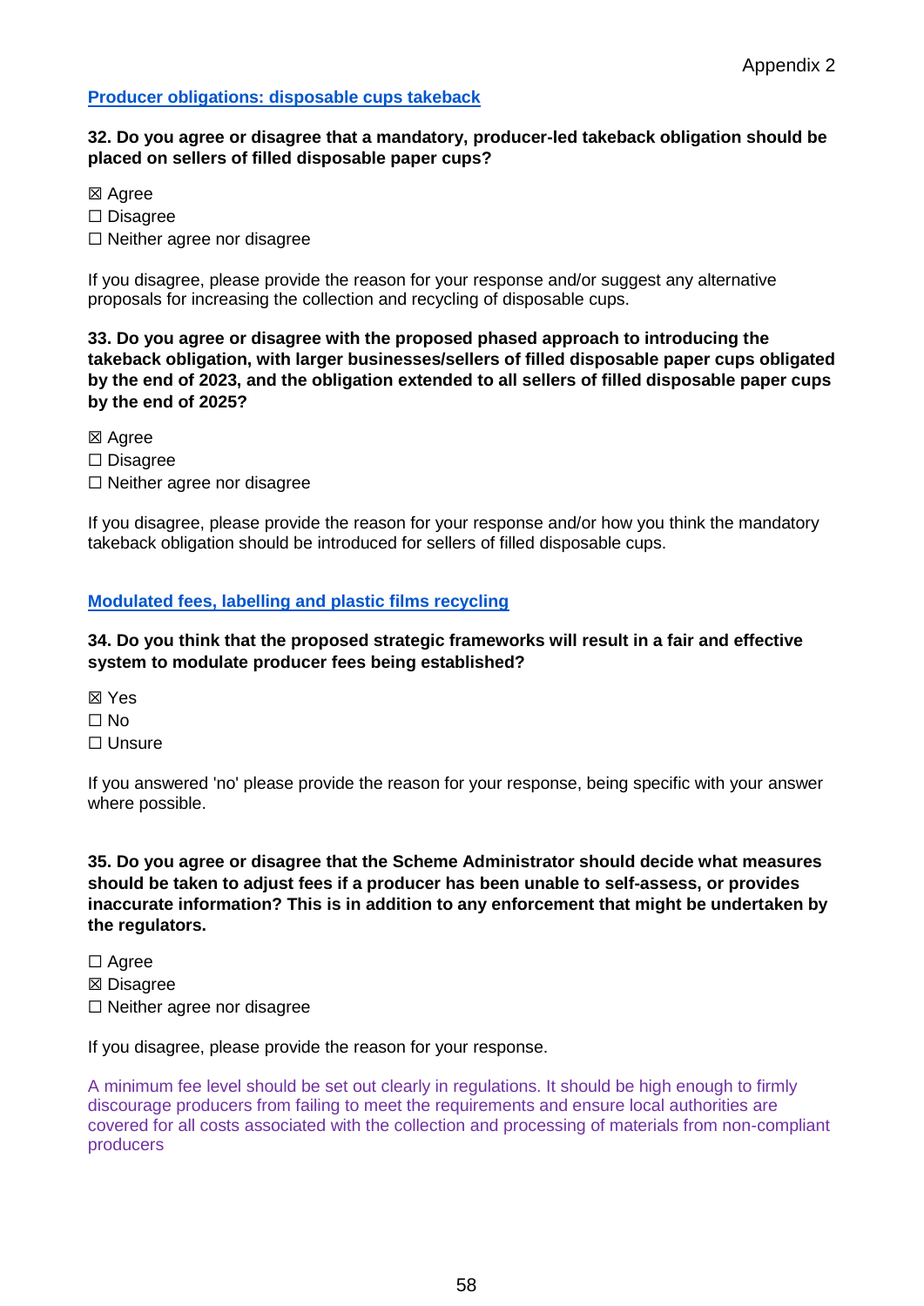## Producer obligations: disposable cups takeback

**32. Do you agree or disagree that a mandatory, producer-led takeback obligation should be placed on sellers of filled disposable paper cups?**

☒ Agree
☐ Disagree
☐ Neither agree nor disagree

If you disagree, please provide the reason for your response and/or suggest any alternative proposals for increasing the collection and recycling of disposable cups.

**33. Do you agree or disagree with the proposed phased approach to introducing the takeback obligation, with larger businesses/sellers of filled disposable paper cups obligated by the end of 2023, and the obligation extended to all sellers of filled disposable paper cups by the end of 2025?**

☒ Agree
☐ Disagree
☐ Neither agree nor disagree

If you disagree, please provide the reason for your response and/or how you think the mandatory takeback obligation should be introduced for sellers of filled disposable cups.

## Modulated fees, labelling and plastic films recycling

**34. Do you think that the proposed strategic frameworks will result in a fair and effective system to modulate producer fees being established?**

☒ Yes
☐ No
☐ Unsure

If you answered 'no' please provide the reason for your response, being specific with your answer where possible.

**35. Do you agree or disagree that the Scheme Administrator should decide what measures should be taken to adjust fees if a producer has been unable to self-assess, or provides inaccurate information? This is in addition to any enforcement that might be undertaken by the regulators.**

☐ Agree
☒ Disagree
☐ Neither agree nor disagree

If you disagree, please provide the reason for your response.

A minimum fee level should be set out clearly in regulations. It should be high enough to firmly discourage producers from failing to meet the requirements and ensure local authorities are covered for all costs associated with the collection and processing of materials from non-compliant producers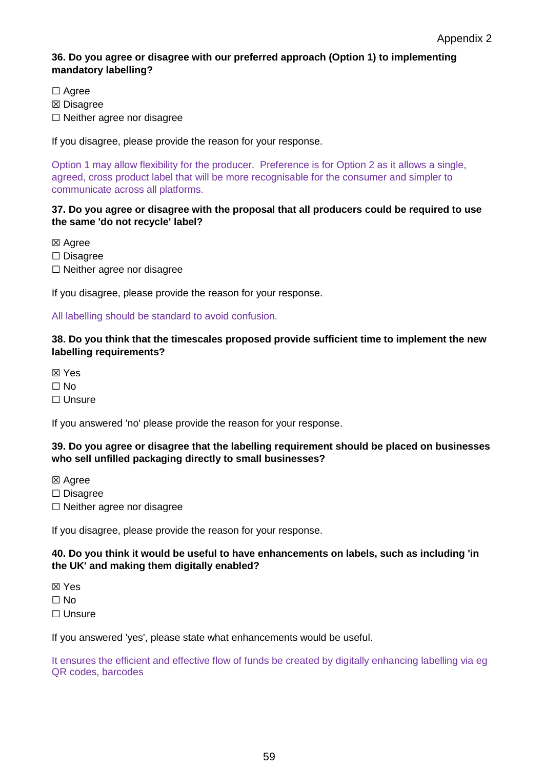Appendix 2

**36. Do you agree or disagree with our preferred approach (Option 1) to implementing mandatory labelling?**

☐ Agree
☒ Disagree
☐ Neither agree nor disagree

If you disagree, please provide the reason for your response.

Option 1 may allow flexibility for the producer. Preference is for Option 2 as it allows a single, agreed, cross product label that will be more recognisable for the consumer and simpler to communicate across all platforms.

**37. Do you agree or disagree with the proposal that all producers could be required to use the same 'do not recycle' label?**

☒ Agree
☐ Disagree
☐ Neither agree nor disagree

If you disagree, please provide the reason for your response.

All labelling should be standard to avoid confusion.

**38. Do you think that the timescales proposed provide sufficient time to implement the new labelling requirements?**

☒ Yes
☐ No
☐ Unsure

If you answered 'no' please provide the reason for your response.

**39. Do you agree or disagree that the labelling requirement should be placed on businesses who sell unfilled packaging directly to small businesses?**

☒ Agree
☐ Disagree
☐ Neither agree nor disagree

If you disagree, please provide the reason for your response.

**40. Do you think it would be useful to have enhancements on labels, such as including 'in the UK' and making them digitally enabled?**

☒ Yes
☐ No
☐ Unsure

If you answered 'yes', please state what enhancements would be useful.

It ensures the efficient and effective flow of funds be created by digitally enhancing labelling via eg QR codes, barcodes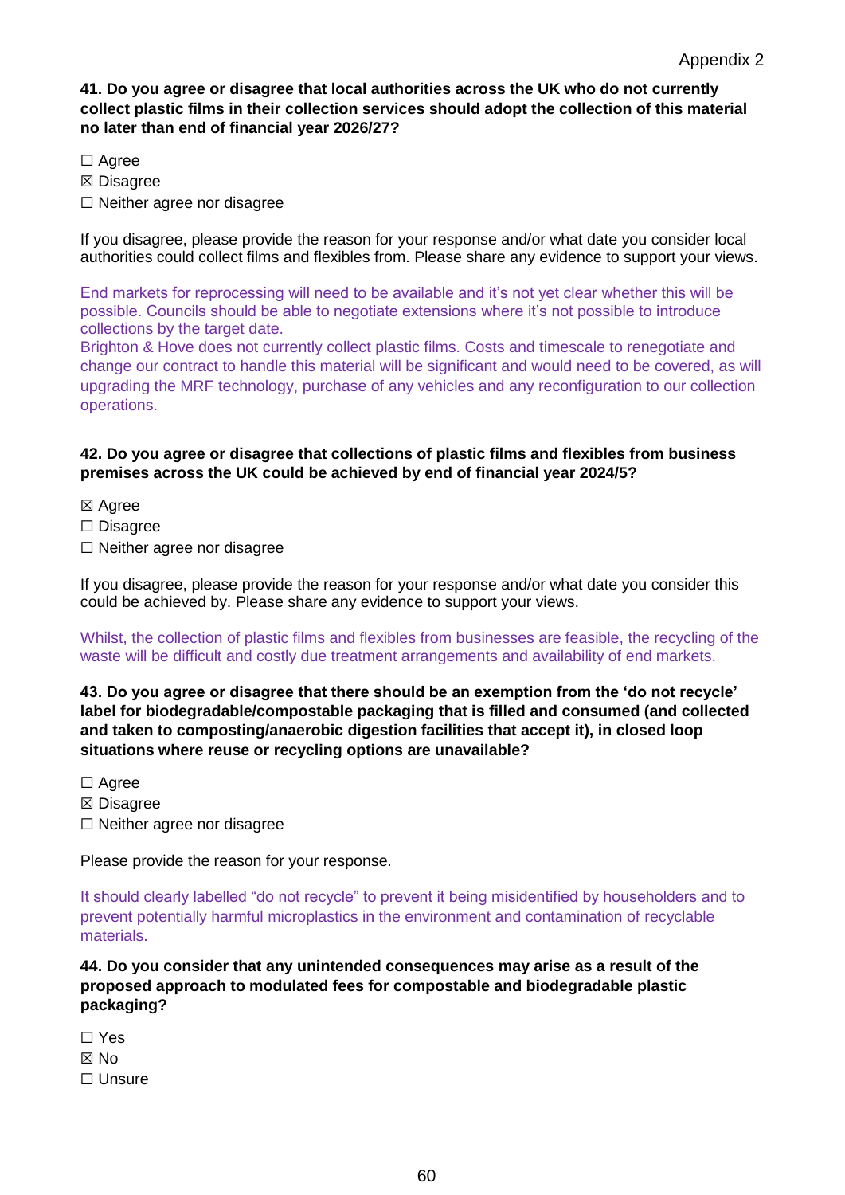**41. Do you agree or disagree that local authorities across the UK who do not currently collect plastic films in their collection services should adopt the collection of this material no later than end of financial year 2026/27?**

☐ Agree
☒ Disagree
☐ Neither agree nor disagree

If you disagree, please provide the reason for your response and/or what date you consider local authorities could collect films and flexibles from. Please share any evidence to support your views.

End markets for reprocessing will need to be available and it's not yet clear whether this will be possible. Councils should be able to negotiate extensions where it's not possible to introduce collections by the target date.
Brighton & Hove does not currently collect plastic films. Costs and timescale to renegotiate and change our contract to handle this material will be significant and would need to be covered, as will upgrading the MRF technology, purchase of any vehicles and any reconfiguration to our collection operations.

**42. Do you agree or disagree that collections of plastic films and flexibles from business premises across the UK could be achieved by end of financial year 2024/5?**

☒ Agree
☐ Disagree
☐ Neither agree nor disagree

If you disagree, please provide the reason for your response and/or what date you consider this could be achieved by. Please share any evidence to support your views.

Whilst, the collection of plastic films and flexibles from businesses are feasible, the recycling of the waste will be difficult and costly due treatment arrangements and availability of end markets.

**43. Do you agree or disagree that there should be an exemption from the 'do not recycle' label for biodegradable/compostable packaging that is filled and consumed (and collected and taken to composting/anaerobic digestion facilities that accept it), in closed loop situations where reuse or recycling options are unavailable?**

☐ Agree
☒ Disagree
☐ Neither agree nor disagree

Please provide the reason for your response.

It should clearly labelled "do not recycle" to prevent it being misidentified by householders and to prevent potentially harmful microplastics in the environment and contamination of recyclable materials.

**44. Do you consider that any unintended consequences may arise as a result of the proposed approach to modulated fees for compostable and biodegradable plastic packaging?**

☐ Yes
☒ No
☐ Unsure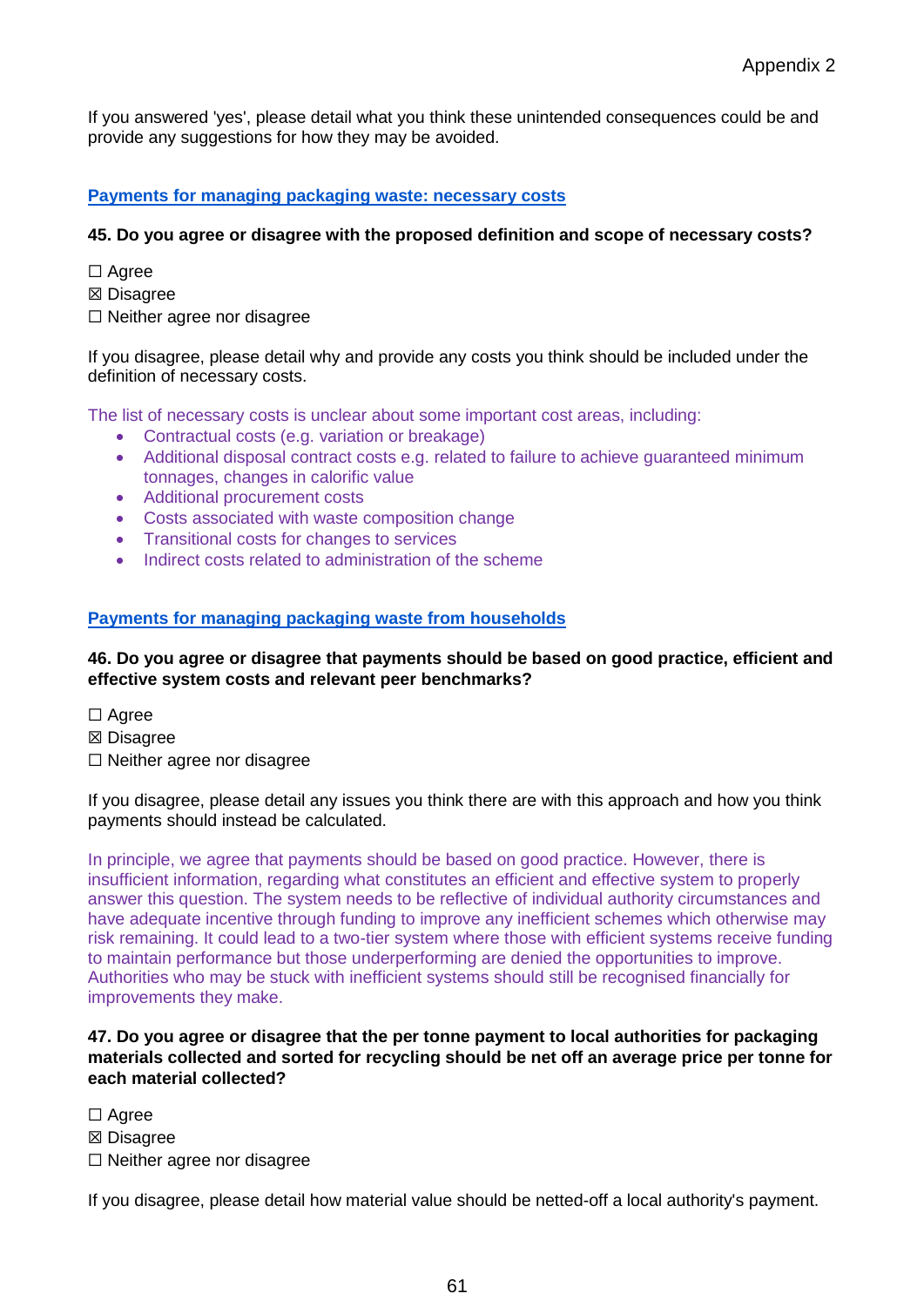If you answered 'yes', please detail what you think these unintended consequences could be and provide any suggestions for how they may be avoided.

## Payments for managing packaging waste: necessary costs

**45. Do you agree or disagree with the proposed definition and scope of necessary costs?**

☐ Agree
☒ Disagree
☐ Neither agree nor disagree

If you disagree, please detail why and provide any costs you think should be included under the definition of necessary costs.

The list of necessary costs is unclear about some important cost areas, including:

- Contractual costs (e.g. variation or breakage)
- Additional disposal contract costs e.g. related to failure to achieve guaranteed minimum tonnages, changes in calorific value
- Additional procurement costs
- Costs associated with waste composition change
- Transitional costs for changes to services
- Indirect costs related to administration of the scheme

## Payments for managing packaging waste from households

**46. Do you agree or disagree that payments should be based on good practice, efficient and effective system costs and relevant peer benchmarks?**

☐ Agree
☒ Disagree
☐ Neither agree nor disagree

If you disagree, please detail any issues you think there are with this approach and how you think payments should instead be calculated.

In principle, we agree that payments should be based on good practice. However, there is insufficient information, regarding what constitutes an efficient and effective system to properly answer this question. The system needs to be reflective of individual authority circumstances and have adequate incentive through funding to improve any inefficient schemes which otherwise may risk remaining. It could lead to a two-tier system where those with efficient systems receive funding to maintain performance but those underperforming are denied the opportunities to improve. Authorities who may be stuck with inefficient systems should still be recognised financially for improvements they make.

**47. Do you agree or disagree that the per tonne payment to local authorities for packaging materials collected and sorted for recycling should be net off an average price per tonne for each material collected?**

☐ Agree
☒ Disagree
☐ Neither agree nor disagree

If you disagree, please detail how material value should be netted-off a local authority's payment.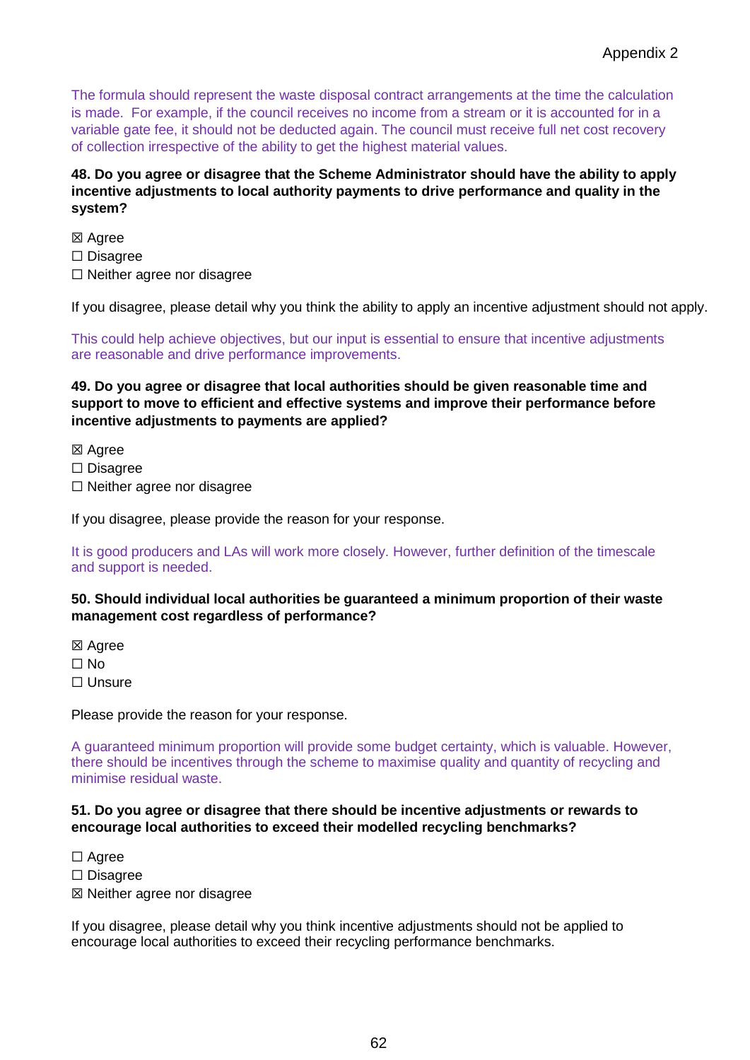The formula should represent the waste disposal contract arrangements at the time the calculation is made. For example, if the council receives no income from a stream or it is accounted for in a variable gate fee, it should not be deducted again. The council must receive full net cost recovery of collection irrespective of the ability to get the highest material values.

**48. Do you agree or disagree that the Scheme Administrator should have the ability to apply incentive adjustments to local authority payments to drive performance and quality in the system?**

☒ Agree
☐ Disagree
☐ Neither agree nor disagree

If you disagree, please detail why you think the ability to apply an incentive adjustment should not apply.

This could help achieve objectives, but our input is essential to ensure that incentive adjustments are reasonable and drive performance improvements.

**49. Do you agree or disagree that local authorities should be given reasonable time and support to move to efficient and effective systems and improve their performance before incentive adjustments to payments are applied?**

☒ Agree
☐ Disagree
☐ Neither agree nor disagree

If you disagree, please provide the reason for your response.

It is good producers and LAs will work more closely. However, further definition of the timescale and support is needed.

**50. Should individual local authorities be guaranteed a minimum proportion of their waste management cost regardless of performance?**

☒ Agree
☐ No
☐ Unsure

Please provide the reason for your response.

A guaranteed minimum proportion will provide some budget certainty, which is valuable. However, there should be incentives through the scheme to maximise quality and quantity of recycling and minimise residual waste.

**51. Do you agree or disagree that there should be incentive adjustments or rewards to encourage local authorities to exceed their modelled recycling benchmarks?**

☐ Agree
☐ Disagree
☒ Neither agree nor disagree

If you disagree, please detail why you think incentive adjustments should not be applied to encourage local authorities to exceed their recycling performance benchmarks.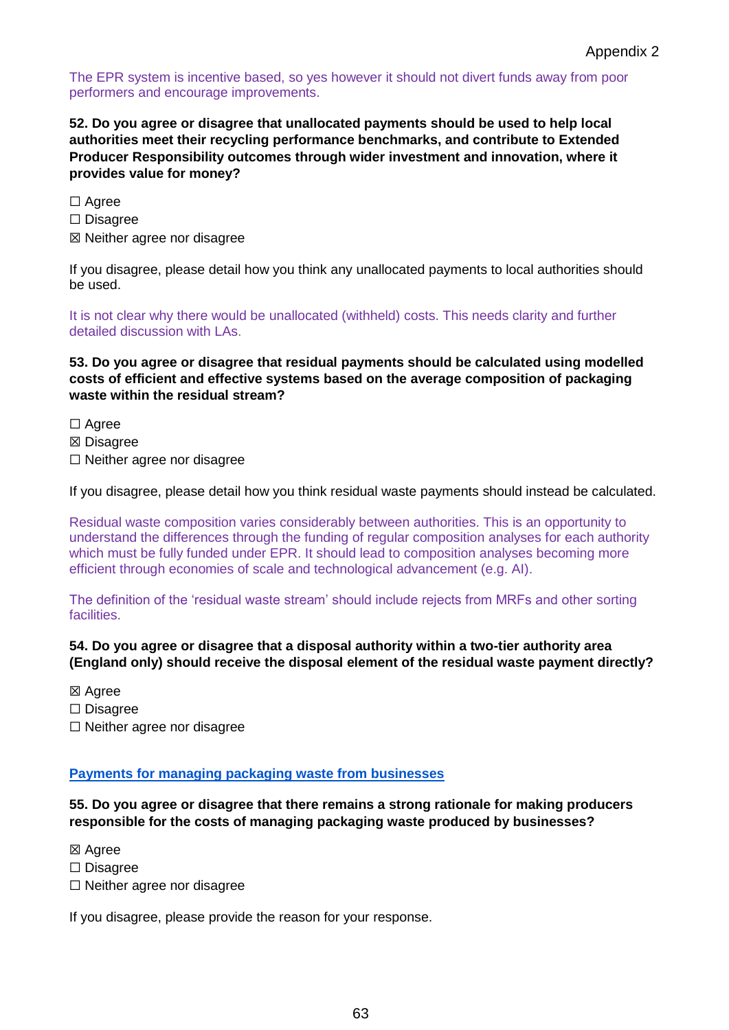The EPR system is incentive based, so yes however it should not divert funds away from poor performers and encourage improvements.

**52. Do you agree or disagree that unallocated payments should be used to help local authorities meet their recycling performance benchmarks, and contribute to Extended Producer Responsibility outcomes through wider investment and innovation, where it provides value for money?**

☐ Agree
☐ Disagree
☒ Neither agree nor disagree

If you disagree, please detail how you think any unallocated payments to local authorities should be used.

It is not clear why there would be unallocated (withheld) costs. This needs clarity and further detailed discussion with LAs.

**53. Do you agree or disagree that residual payments should be calculated using modelled costs of efficient and effective systems based on the average composition of packaging waste within the residual stream?**

☐ Agree
☒ Disagree
☐ Neither agree nor disagree

If you disagree, please detail how you think residual waste payments should instead be calculated.

Residual waste composition varies considerably between authorities. This is an opportunity to understand the differences through the funding of regular composition analyses for each authority which must be fully funded under EPR. It should lead to composition analyses becoming more efficient through economies of scale and technological advancement (e.g. AI).

The definition of the 'residual waste stream' should include rejects from MRFs and other sorting facilities.

**54. Do you agree or disagree that a disposal authority within a two-tier authority area (England only) should receive the disposal element of the residual waste payment directly?**

☒ Agree
☐ Disagree
☐ Neither agree nor disagree

## Payments for managing packaging waste from businesses

**55. Do you agree or disagree that there remains a strong rationale for making producers responsible for the costs of managing packaging waste produced by businesses?**

☒ Agree
☐ Disagree
☐ Neither agree nor disagree

If you disagree, please provide the reason for your response.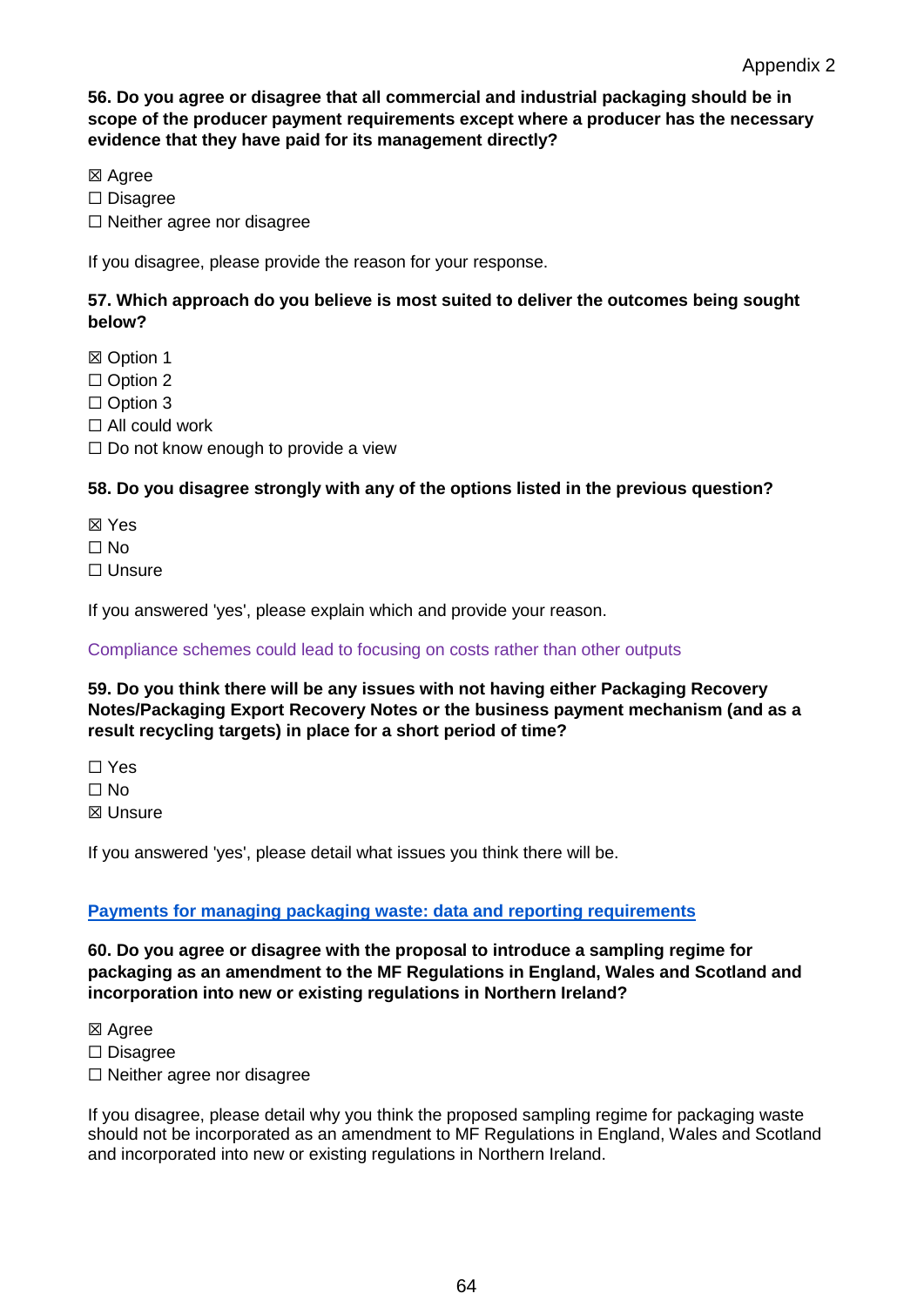**56. Do you agree or disagree that all commercial and industrial packaging should be in scope of the producer payment requirements except where a producer has the necessary evidence that they have paid for its management directly?**

☒ Agree
☐ Disagree
☐ Neither agree nor disagree

If you disagree, please provide the reason for your response.

**57. Which approach do you believe is most suited to deliver the outcomes being sought below?**

☒ Option 1
☐ Option 2
☐ Option 3
☐ All could work
☐ Do not know enough to provide a view

**58. Do you disagree strongly with any of the options listed in the previous question?**

☒ Yes
☐ No
☐ Unsure

If you answered 'yes', please explain which and provide your reason.

Compliance schemes could lead to focusing on costs rather than other outputs

**59. Do you think there will be any issues with not having either Packaging Recovery Notes/Packaging Export Recovery Notes or the business payment mechanism (and as a result recycling targets) in place for a short period of time?**

☐ Yes
☐ No
☒ Unsure

If you answered 'yes', please detail what issues you think there will be.

**Payments for managing packaging waste: data and reporting requirements**

**60. Do you agree or disagree with the proposal to introduce a sampling regime for packaging as an amendment to the MF Regulations in England, Wales and Scotland and incorporation into new or existing regulations in Northern Ireland?**

☒ Agree
☐ Disagree
☐ Neither agree nor disagree

If you disagree, please detail why you think the proposed sampling regime for packaging waste should not be incorporated as an amendment to MF Regulations in England, Wales and Scotland and incorporated into new or existing regulations in Northern Ireland.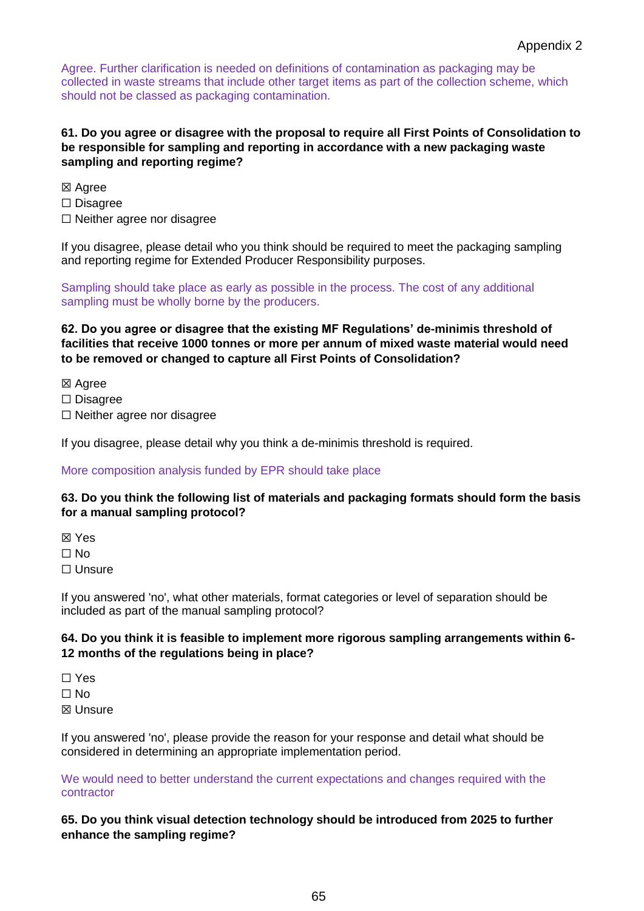Agree. Further clarification is needed on definitions of contamination as packaging may be collected in waste streams that include other target items as part of the collection scheme, which should not be classed as packaging contamination.

**61. Do you agree or disagree with the proposal to require all First Points of Consolidation to be responsible for sampling and reporting in accordance with a new packaging waste sampling and reporting regime?**

☒ Agree
☐ Disagree
☐ Neither agree nor disagree

If you disagree, please detail who you think should be required to meet the packaging sampling and reporting regime for Extended Producer Responsibility purposes.

Sampling should take place as early as possible in the process. The cost of any additional sampling must be wholly borne by the producers.

**62. Do you agree or disagree that the existing MF Regulations' de-minimis threshold of facilities that receive 1000 tonnes or more per annum of mixed waste material would need to be removed or changed to capture all First Points of Consolidation?**

☒ Agree
☐ Disagree
☐ Neither agree nor disagree

If you disagree, please detail why you think a de-minimis threshold is required.

More composition analysis funded by EPR should take place

**63. Do you think the following list of materials and packaging formats should form the basis for a manual sampling protocol?**

☒ Yes
☐ No
☐ Unsure

If you answered 'no', what other materials, format categories or level of separation should be included as part of the manual sampling protocol?

**64. Do you think it is feasible to implement more rigorous sampling arrangements within 6-12 months of the regulations being in place?**

☐ Yes
☐ No
☒ Unsure

If you answered 'no', please provide the reason for your response and detail what should be considered in determining an appropriate implementation period.

We would need to better understand the current expectations and changes required with the contractor

**65. Do you think visual detection technology should be introduced from 2025 to further enhance the sampling regime?**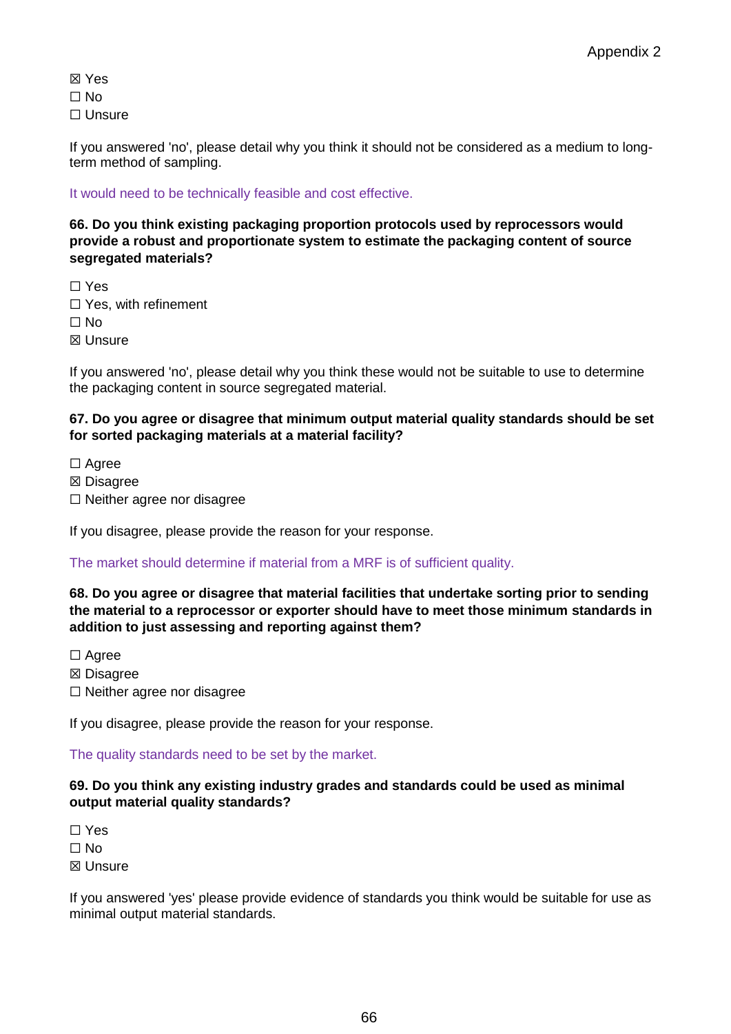☒ Yes
☐ No
☐ Unsure

If you answered 'no', please detail why you think it should not be considered as a medium to long-term method of sampling.

It would need to be technically feasible and cost effective.

**66. Do you think existing packaging proportion protocols used by reprocessors would provide a robust and proportionate system to estimate the packaging content of source segregated materials?**

☐ Yes
☐ Yes, with refinement
☐ No
☒ Unsure

If you answered 'no', please detail why you think these would not be suitable to use to determine the packaging content in source segregated material.

**67. Do you agree or disagree that minimum output material quality standards should be set for sorted packaging materials at a material facility?**

☐ Agree
☒ Disagree
☐ Neither agree nor disagree

If you disagree, please provide the reason for your response.

The market should determine if material from a MRF is of sufficient quality.

**68. Do you agree or disagree that material facilities that undertake sorting prior to sending the material to a reprocessor or exporter should have to meet those minimum standards in addition to just assessing and reporting against them?**

☐ Agree
☒ Disagree
☐ Neither agree nor disagree

If you disagree, please provide the reason for your response.

The quality standards need to be set by the market.

**69. Do you think any existing industry grades and standards could be used as minimal output material quality standards?**

☐ Yes
☐ No
☒ Unsure

If you answered 'yes' please provide evidence of standards you think would be suitable for use as minimal output material standards.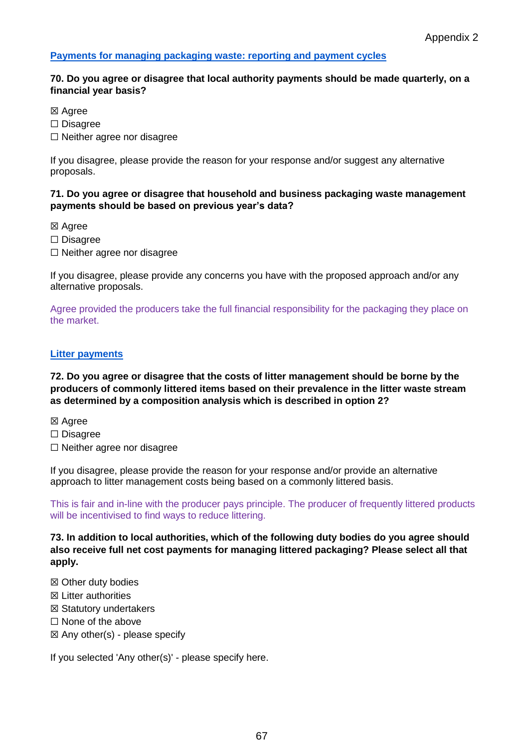[Payments for managing packaging waste: reporting and payment cycles](#)

**70. Do you agree or disagree that local authority payments should be made quarterly, on a financial year basis?**

☒ Agree
☐ Disagree
☐ Neither agree nor disagree

If you disagree, please provide the reason for your response and/or suggest any alternative proposals.

**71. Do you agree or disagree that household and business packaging waste management payments should be based on previous year's data?**

☒ Agree
☐ Disagree
☐ Neither agree nor disagree

If you disagree, please provide any concerns you have with the proposed approach and/or any alternative proposals.

Agree provided the producers take the full financial responsibility for the packaging they place on the market.

[Litter payments](#)

**72. Do you agree or disagree that the costs of litter management should be borne by the producers of commonly littered items based on their prevalence in the litter waste stream as determined by a composition analysis which is described in option 2?**

☒ Agree
☐ Disagree
☐ Neither agree nor disagree

If you disagree, please provide the reason for your response and/or provide an alternative approach to litter management costs being based on a commonly littered basis.

This is fair and in-line with the producer pays principle. The producer of frequently littered products will be incentivised to find ways to reduce littering.

**73. In addition to local authorities, which of the following duty bodies do you agree should also receive full net cost payments for managing littered packaging? Please select all that apply.**

☒ Other duty bodies
☒ Litter authorities
☒ Statutory undertakers
☐ None of the above
☒ Any other(s) - please specify

If you selected 'Any other(s)' - please specify here.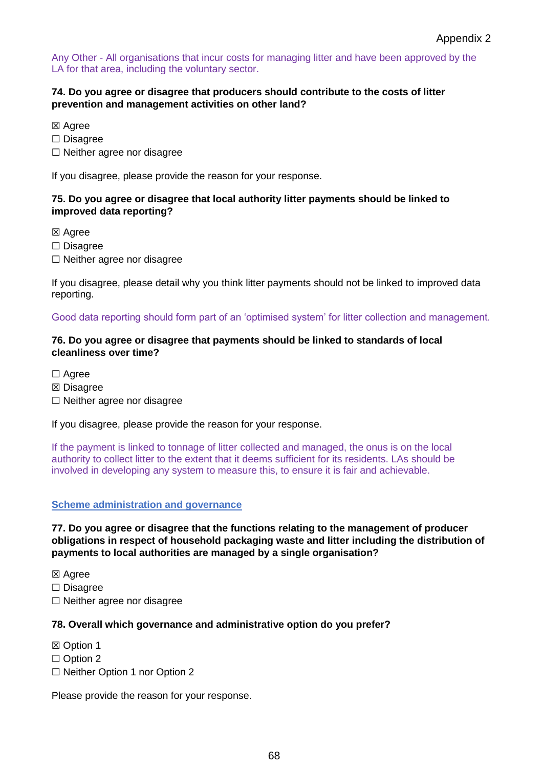Any Other - All organisations that incur costs for managing litter and have been approved by the LA for that area, including the voluntary sector.

**74. Do you agree or disagree that producers should contribute to the costs of litter prevention and management activities on other land?**

☒ Agree
☐ Disagree
☐ Neither agree nor disagree

If you disagree, please provide the reason for your response.

**75. Do you agree or disagree that local authority litter payments should be linked to improved data reporting?**

☒ Agree
☐ Disagree
☐ Neither agree nor disagree

If you disagree, please detail why you think litter payments should not be linked to improved data reporting.

Good data reporting should form part of an 'optimised system' for litter collection and management.

**76. Do you agree or disagree that payments should be linked to standards of local cleanliness over time?**

☐ Agree
☒ Disagree
☐ Neither agree nor disagree

If you disagree, please provide the reason for your response.

If the payment is linked to tonnage of litter collected and managed, the onus is on the local authority to collect litter to the extent that it deems sufficient for its residents. LAs should be involved in developing any system to measure this, to ensure it is fair and achievable.

## Scheme administration and governance

**77. Do you agree or disagree that the functions relating to the management of producer obligations in respect of household packaging waste and litter including the distribution of payments to local authorities are managed by a single organisation?**

☒ Agree
☐ Disagree
☐ Neither agree nor disagree

**78. Overall which governance and administrative option do you prefer?**

☒ Option 1
☐ Option 2
☐ Neither Option 1 nor Option 2

Please provide the reason for your response.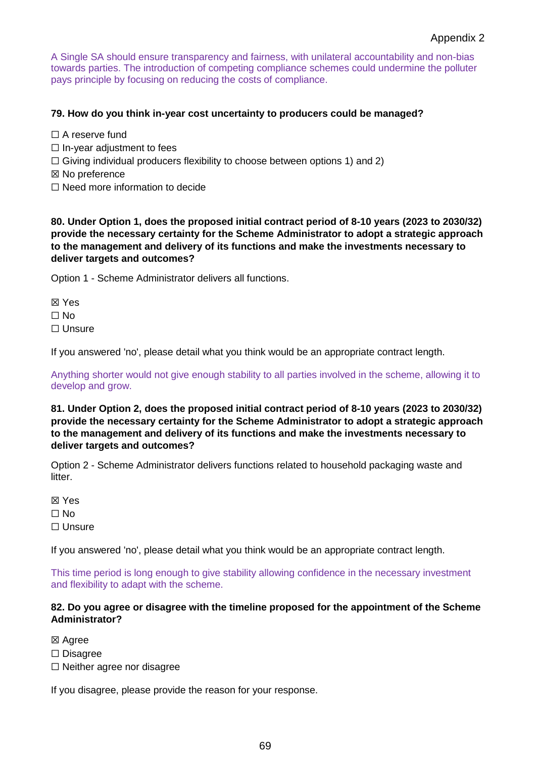A Single SA should ensure transparency and fairness, with unilateral accountability and non-bias towards parties. The introduction of competing compliance schemes could undermine the polluter pays principle by focusing on reducing the costs of compliance.

**79. How do you think in-year cost uncertainty to producers could be managed?**

☐ A reserve fund
☐ In-year adjustment to fees
☐ Giving individual producers flexibility to choose between options 1) and 2)
☒ No preference
☐ Need more information to decide

**80. Under Option 1, does the proposed initial contract period of 8-10 years (2023 to 2030/32) provide the necessary certainty for the Scheme Administrator to adopt a strategic approach to the management and delivery of its functions and make the investments necessary to deliver targets and outcomes?**

Option 1 - Scheme Administrator delivers all functions.

☒ Yes
☐ No
☐ Unsure

If you answered 'no', please detail what you think would be an appropriate contract length.

Anything shorter would not give enough stability to all parties involved in the scheme, allowing it to develop and grow.

**81. Under Option 2, does the proposed initial contract period of 8-10 years (2023 to 2030/32) provide the necessary certainty for the Scheme Administrator to adopt a strategic approach to the management and delivery of its functions and make the investments necessary to deliver targets and outcomes?**

Option 2 - Scheme Administrator delivers functions related to household packaging waste and litter.

☒ Yes
☐ No
☐ Unsure

If you answered 'no', please detail what you think would be an appropriate contract length.

This time period is long enough to give stability allowing confidence in the necessary investment and flexibility to adapt with the scheme.

**82. Do you agree or disagree with the timeline proposed for the appointment of the Scheme Administrator?**

☒ Agree
☐ Disagree
☐ Neither agree nor disagree

If you disagree, please provide the reason for your response.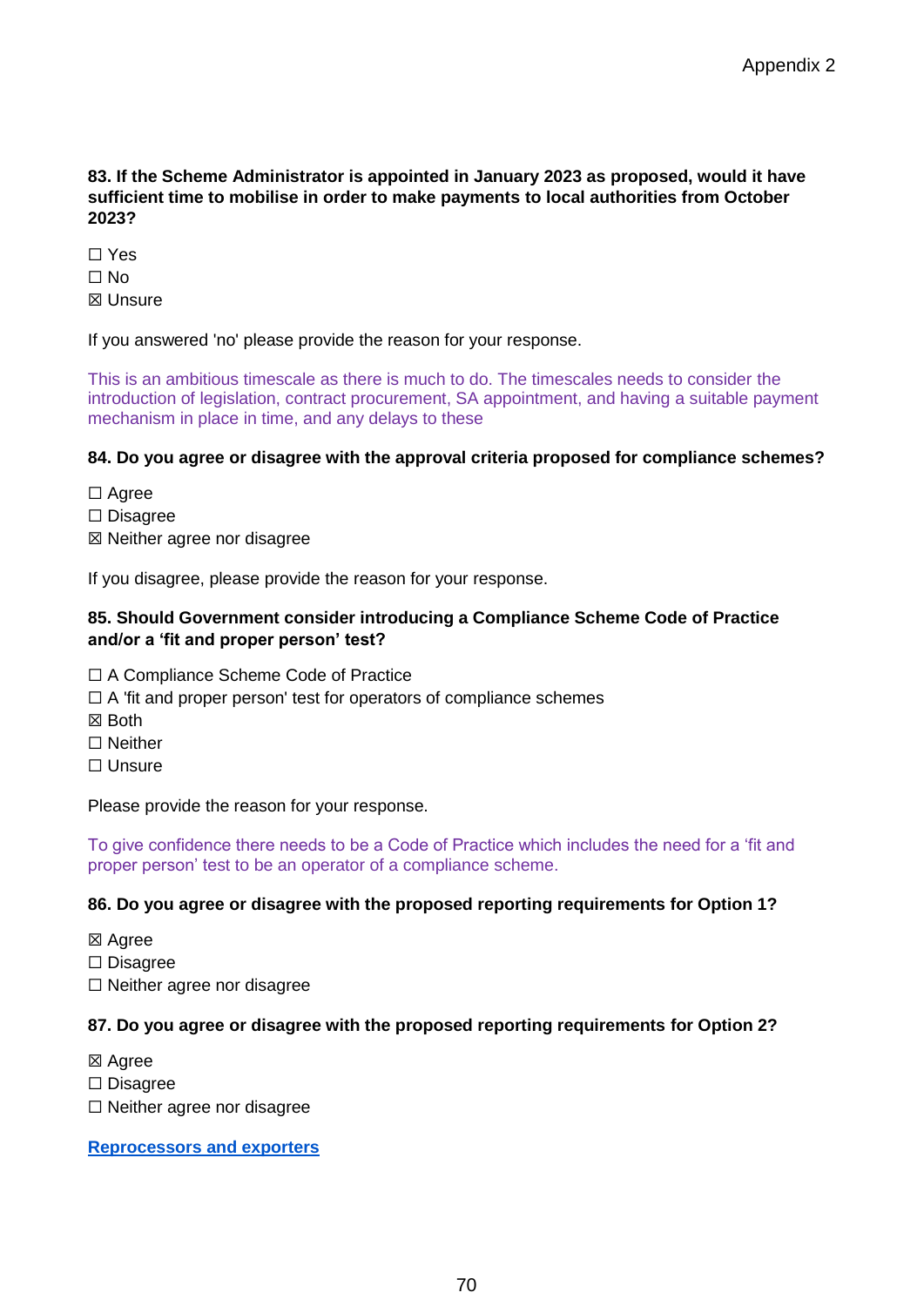**83. If the Scheme Administrator is appointed in January 2023 as proposed, would it have sufficient time to mobilise in order to make payments to local authorities from October 2023?**

☐ Yes
☐ No
☒ Unsure

If you answered 'no' please provide the reason for your response.

This is an ambitious timescale as there is much to do. The timescales needs to consider the introduction of legislation, contract procurement, SA appointment, and having a suitable payment mechanism in place in time, and any delays to these

**84. Do you agree or disagree with the approval criteria proposed for compliance schemes?**

☐ Agree
☐ Disagree
☒ Neither agree nor disagree

If you disagree, please provide the reason for your response.

**85. Should Government consider introducing a Compliance Scheme Code of Practice and/or a 'fit and proper person' test?**

☐ A Compliance Scheme Code of Practice
☐ A 'fit and proper person' test for operators of compliance schemes
☒ Both
☐ Neither
☐ Unsure

Please provide the reason for your response.

To give confidence there needs to be a Code of Practice which includes the need for a 'fit and proper person' test to be an operator of a compliance scheme.

**86. Do you agree or disagree with the proposed reporting requirements for Option 1?**

☒ Agree
☐ Disagree
☐ Neither agree nor disagree

**87. Do you agree or disagree with the proposed reporting requirements for Option 2?**

☒ Agree
☐ Disagree
☐ Neither agree nor disagree

**Reprocessors and exporters**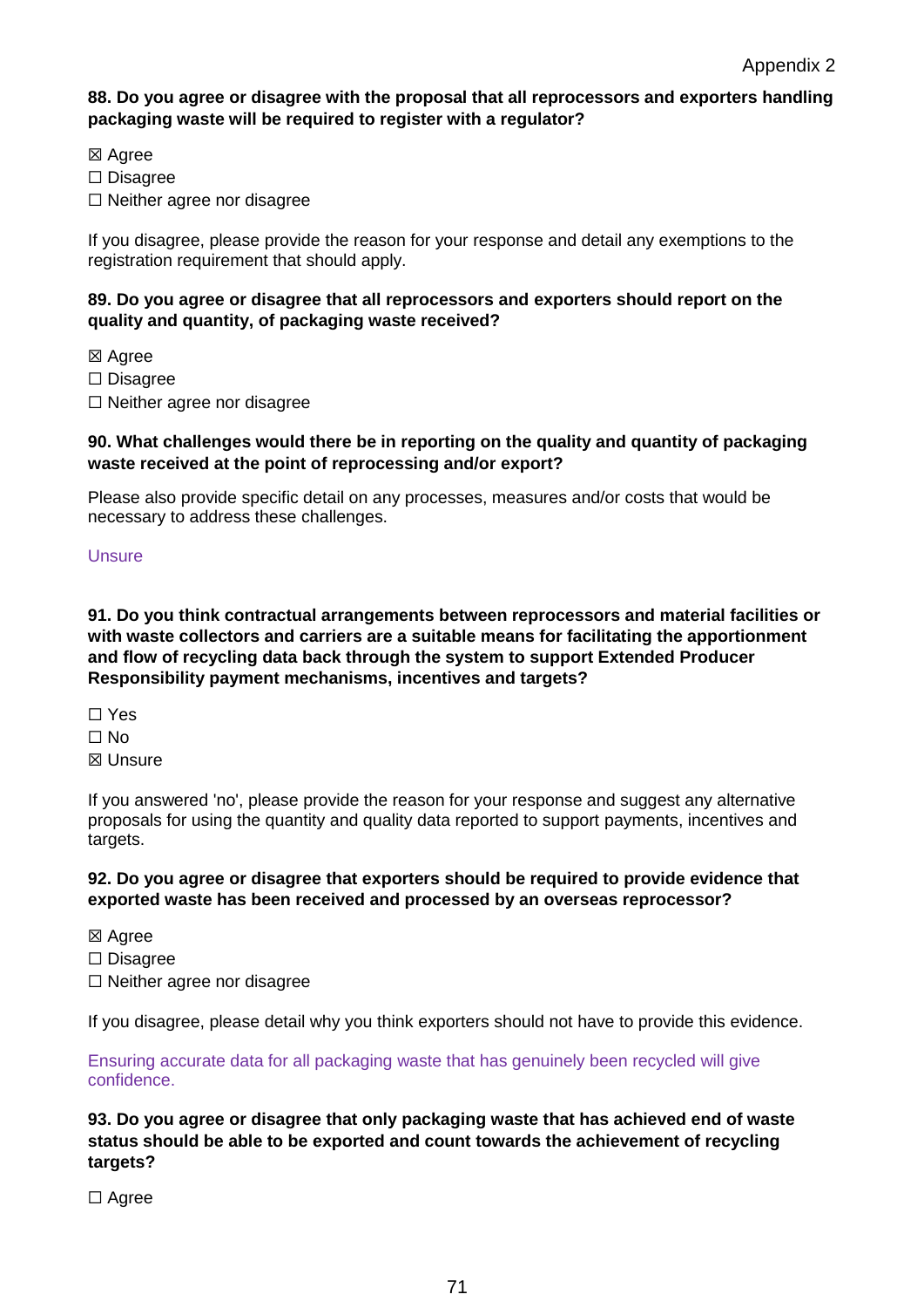Appendix 2

**88. Do you agree or disagree with the proposal that all reprocessors and exporters handling packaging waste will be required to register with a regulator?**

☒ Agree
☐ Disagree
☐ Neither agree nor disagree

If you disagree, please provide the reason for your response and detail any exemptions to the registration requirement that should apply.

**89. Do you agree or disagree that all reprocessors and exporters should report on the quality and quantity, of packaging waste received?**

☒ Agree
☐ Disagree
☐ Neither agree nor disagree

**90. What challenges would there be in reporting on the quality and quantity of packaging waste received at the point of reprocessing and/or export?**

Please also provide specific detail on any processes, measures and/or costs that would be necessary to address these challenges.

Unsure

**91. Do you think contractual arrangements between reprocessors and material facilities or with waste collectors and carriers are a suitable means for facilitating the apportionment and flow of recycling data back through the system to support Extended Producer Responsibility payment mechanisms, incentives and targets?**

☐ Yes
☐ No
☒ Unsure

If you answered 'no', please provide the reason for your response and suggest any alternative proposals for using the quantity and quality data reported to support payments, incentives and targets.

**92. Do you agree or disagree that exporters should be required to provide evidence that exported waste has been received and processed by an overseas reprocessor?**

☒ Agree
☐ Disagree
☐ Neither agree nor disagree

If you disagree, please detail why you think exporters should not have to provide this evidence.

Ensuring accurate data for all packaging waste that has genuinely been recycled will give confidence.

**93. Do you agree or disagree that only packaging waste that has achieved end of waste status should be able to be exported and count towards the achievement of recycling targets?**

☐ Agree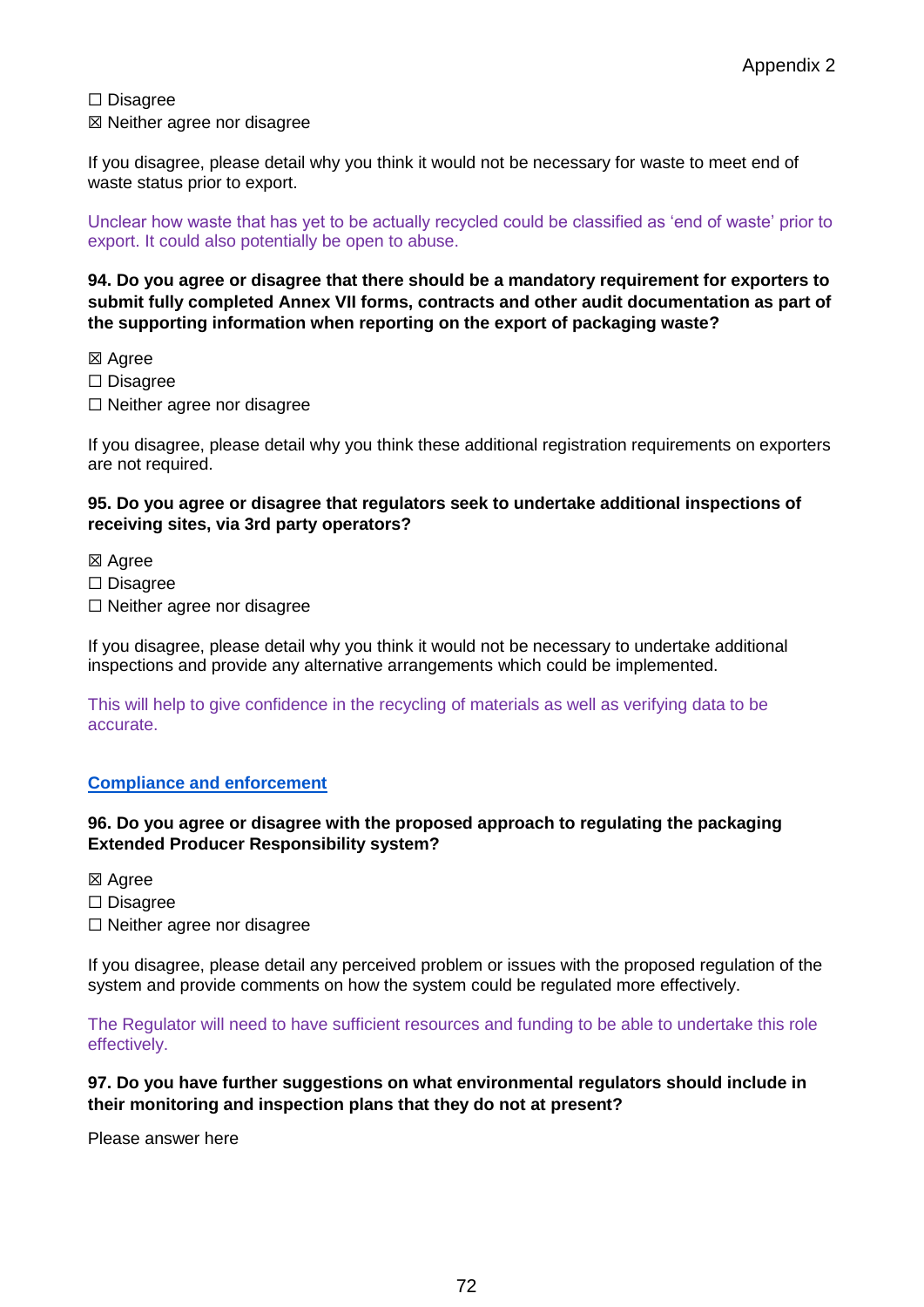☐ Disagree
☒ Neither agree nor disagree

If you disagree, please detail why you think it would not be necessary for waste to meet end of waste status prior to export.

Unclear how waste that has yet to be actually recycled could be classified as 'end of waste' prior to export. It could also potentially be open to abuse.

**94. Do you agree or disagree that there should be a mandatory requirement for exporters to submit fully completed Annex VII forms, contracts and other audit documentation as part of the supporting information when reporting on the export of packaging waste?**

☒ Agree
☐ Disagree
☐ Neither agree nor disagree

If you disagree, please detail why you think these additional registration requirements on exporters are not required.

**95. Do you agree or disagree that regulators seek to undertake additional inspections of receiving sites, via 3rd party operators?**

☒ Agree
☐ Disagree
☐ Neither agree nor disagree

If you disagree, please detail why you think it would not be necessary to undertake additional inspections and provide any alternative arrangements which could be implemented.

This will help to give confidence in the recycling of materials as well as verifying data to be accurate.

## Compliance and enforcement

**96. Do you agree or disagree with the proposed approach to regulating the packaging Extended Producer Responsibility system?**

☒ Agree
☐ Disagree
☐ Neither agree nor disagree

If you disagree, please detail any perceived problem or issues with the proposed regulation of the system and provide comments on how the system could be regulated more effectively.

The Regulator will need to have sufficient resources and funding to be able to undertake this role effectively.

**97. Do you have further suggestions on what environmental regulators should include in their monitoring and inspection plans that they do not at present?**

Please answer here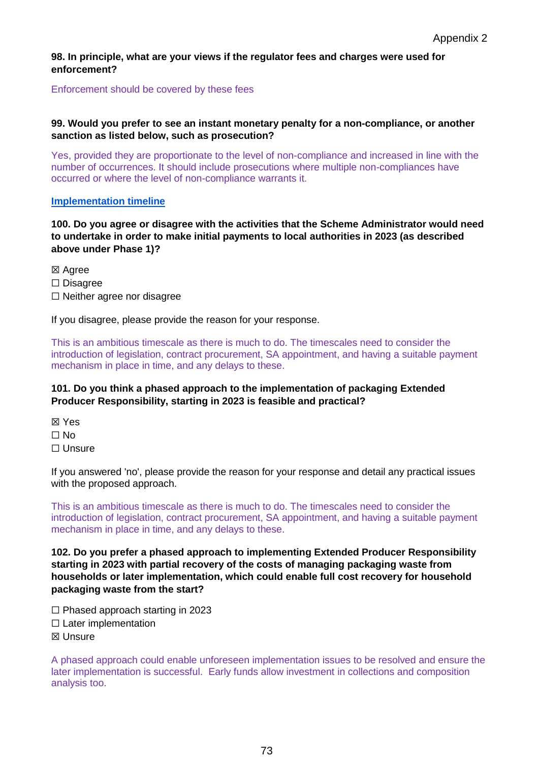Appendix 2

**98. In principle, what are your views if the regulator fees and charges were used for enforcement?**

Enforcement should be covered by these fees

**99. Would you prefer to see an instant monetary penalty for a non-compliance, or another sanction as listed below, such as prosecution?**

Yes, provided they are proportionate to the level of non-compliance and increased in line with the number of occurrences. It should include prosecutions where multiple non-compliances have occurred or where the level of non-compliance warrants it.

**Implementation timeline**

**100. Do you agree or disagree with the activities that the Scheme Administrator would need to undertake in order to make initial payments to local authorities in 2023 (as described above under Phase 1)?**

☒ Agree
☐ Disagree
☐ Neither agree nor disagree

If you disagree, please provide the reason for your response.

This is an ambitious timescale as there is much to do. The timescales need to consider the introduction of legislation, contract procurement, SA appointment, and having a suitable payment mechanism in place in time, and any delays to these.

**101. Do you think a phased approach to the implementation of packaging Extended Producer Responsibility, starting in 2023 is feasible and practical?**

☒ Yes
☐ No
☐ Unsure

If you answered 'no', please provide the reason for your response and detail any practical issues with the proposed approach.

This is an ambitious timescale as there is much to do. The timescales need to consider the introduction of legislation, contract procurement, SA appointment, and having a suitable payment mechanism in place in time, and any delays to these.

**102. Do you prefer a phased approach to implementing Extended Producer Responsibility starting in 2023 with partial recovery of the costs of managing packaging waste from households or later implementation, which could enable full cost recovery for household packaging waste from the start?**

☐ Phased approach starting in 2023
☐ Later implementation
☒ Unsure

A phased approach could enable unforeseen implementation issues to be resolved and ensure the later implementation is successful. Early funds allow investment in collections and composition analysis too.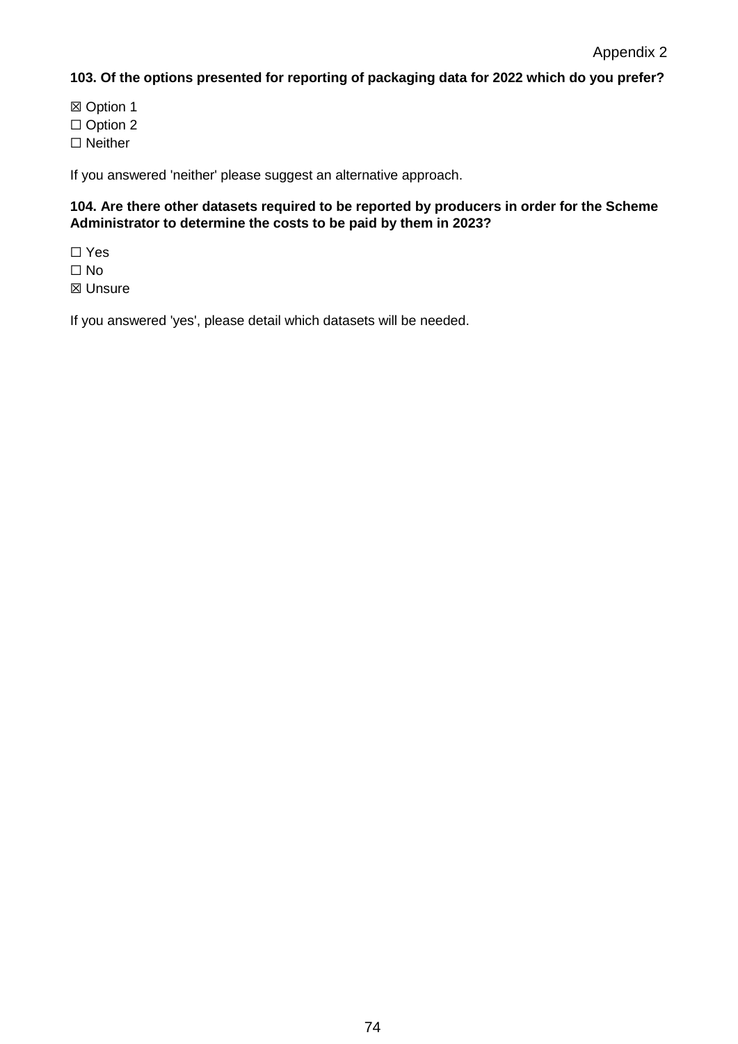Appendix 2

**103. Of the options presented for reporting of packaging data for 2022 which do you prefer?**

☒ Option 1
☐ Option 2
☐ Neither

If you answered 'neither' please suggest an alternative approach.

**104. Are there other datasets required to be reported by producers in order for the Scheme Administrator to determine the costs to be paid by them in 2023?**

☐ Yes
☐ No
☒ Unsure

If you answered 'yes', please detail which datasets will be needed.